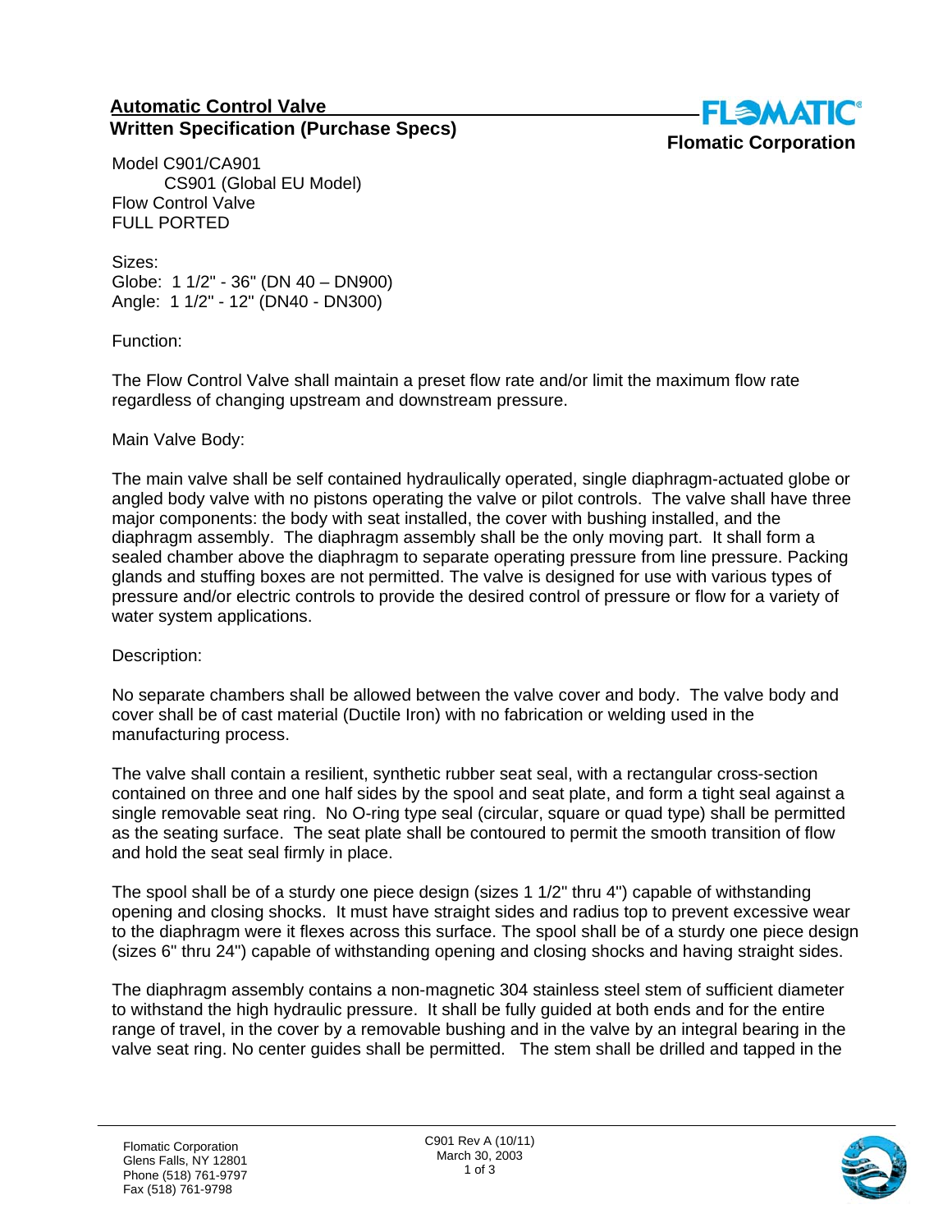## Automatic Control Valve
## Written Specification (Purchase Specs)

**Flomatic Corporation**

Model C901/CA901
CS901 (Global EU Model)
Flow Control Valve
FULL PORTED

Sizes:
Globe: 1 1/2" - 36" (DN 40 – DN900)
Angle: 1 1/2" - 12" (DN40 - DN300)

Function:

The Flow Control Valve shall maintain a preset flow rate and/or limit the maximum flow rate regardless of changing upstream and downstream pressure.

Main Valve Body:

The main valve shall be self contained hydraulically operated, single diaphragm-actuated globe or angled body valve with no pistons operating the valve or pilot controls. The valve shall have three major components: the body with seat installed, the cover with bushing installed, and the diaphragm assembly. The diaphragm assembly shall be the only moving part. It shall form a sealed chamber above the diaphragm to separate operating pressure from line pressure. Packing glands and stuffing boxes are not permitted. The valve is designed for use with various types of pressure and/or electric controls to provide the desired control of pressure or flow for a variety of water system applications.

Description:

No separate chambers shall be allowed between the valve cover and body. The valve body and cover shall be of cast material (Ductile Iron) with no fabrication or welding used in the manufacturing process.

The valve shall contain a resilient, synthetic rubber seat seal, with a rectangular cross-section contained on three and one half sides by the spool and seat plate, and form a tight seal against a single removable seat ring. No O-ring type seal (circular, square or quad type) shall be permitted as the seating surface. The seat plate shall be contoured to permit the smooth transition of flow and hold the seat seal firmly in place.

The spool shall be of a sturdy one piece design (sizes 1 1/2" thru 4") capable of withstanding opening and closing shocks. It must have straight sides and radius top to prevent excessive wear to the diaphragm were it flexes across this surface. The spool shall be of a sturdy one piece design (sizes 6" thru 24") capable of withstanding opening and closing shocks and having straight sides.

The diaphragm assembly contains a non-magnetic 304 stainless steel stem of sufficient diameter to withstand the high hydraulic pressure. It shall be fully guided at both ends and for the entire range of travel, in the cover by a removable bushing and in the valve by an integral bearing in the valve seat ring. No center guides shall be permitted. The stem shall be drilled and tapped in the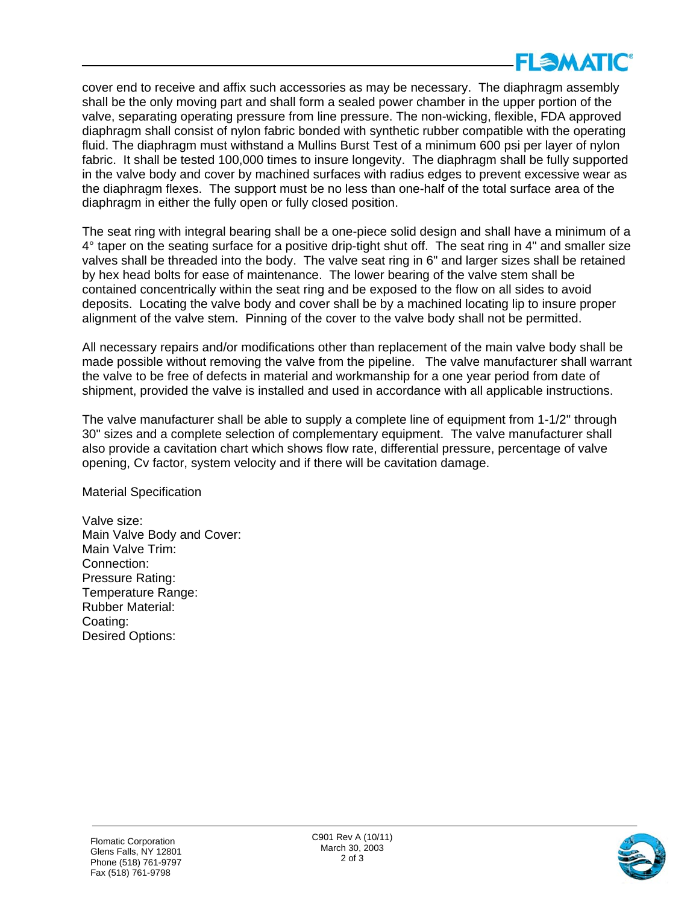cover end to receive and affix such accessories as may be necessary. The diaphragm assembly shall be the only moving part and shall form a sealed power chamber in the upper portion of the valve, separating operating pressure from line pressure. The non-wicking, flexible, FDA approved diaphragm shall consist of nylon fabric bonded with synthetic rubber compatible with the operating fluid. The diaphragm must withstand a Mullins Burst Test of a minimum 600 psi per layer of nylon fabric. It shall be tested 100,000 times to insure longevity. The diaphragm shall be fully supported in the valve body and cover by machined surfaces with radius edges to prevent excessive wear as the diaphragm flexes. The support must be no less than one-half of the total surface area of the diaphragm in either the fully open or fully closed position.

The seat ring with integral bearing shall be a one-piece solid design and shall have a minimum of a 4° taper on the seating surface for a positive drip-tight shut off. The seat ring in 4" and smaller size valves shall be threaded into the body. The valve seat ring in 6" and larger sizes shall be retained by hex head bolts for ease of maintenance. The lower bearing of the valve stem shall be contained concentrically within the seat ring and be exposed to the flow on all sides to avoid deposits. Locating the valve body and cover shall be by a machined locating lip to insure proper alignment of the valve stem. Pinning of the cover to the valve body shall not be permitted.

All necessary repairs and/or modifications other than replacement of the main valve body shall be made possible without removing the valve from the pipeline. The valve manufacturer shall warrant the valve to be free of defects in material and workmanship for a one year period from date of shipment, provided the valve is installed and used in accordance with all applicable instructions.

The valve manufacturer shall be able to supply a complete line of equipment from 1-1/2" through 30" sizes and a complete selection of complementary equipment. The valve manufacturer shall also provide a cavitation chart which shows flow rate, differential pressure, percentage of valve opening, Cv factor, system velocity and if there will be cavitation damage.

Material Specification

Valve size:
Main Valve Body and Cover:
Main Valve Trim:
Connection:
Pressure Rating:
Temperature Range:
Rubber Material:
Coating:
Desired Options: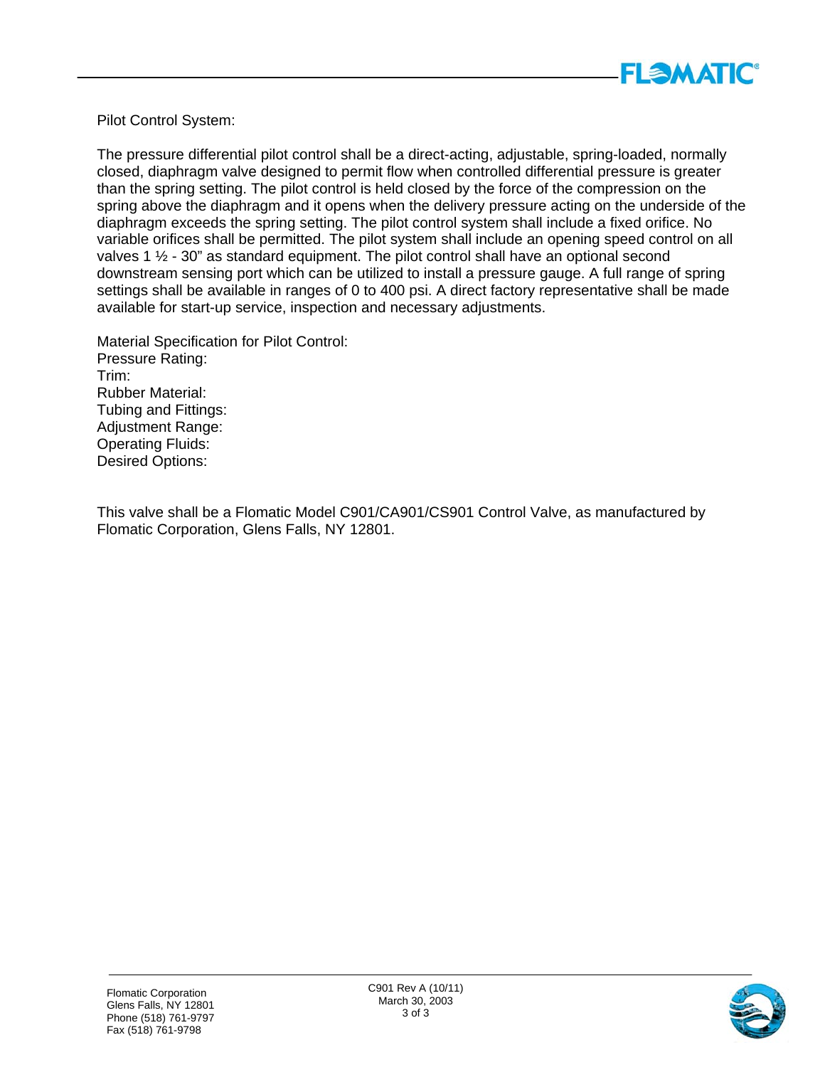Pilot Control System:

The pressure differential pilot control shall be a direct-acting, adjustable, spring-loaded, normally closed, diaphragm valve designed to permit flow when controlled differential pressure is greater than the spring setting. The pilot control is held closed by the force of the compression on the spring above the diaphragm and it opens when the delivery pressure acting on the underside of the diaphragm exceeds the spring setting. The pilot control system shall include a fixed orifice. No variable orifices shall be permitted. The pilot system shall include an opening speed control on all valves 1 ½ - 30" as standard equipment. The pilot control shall have an optional second downstream sensing port which can be utilized to install a pressure gauge. A full range of spring settings shall be available in ranges of 0 to 400 psi. A direct factory representative shall be made available for start-up service, inspection and necessary adjustments.

Material Specification for Pilot Control:
Pressure Rating:
Trim:
Rubber Material:
Tubing and Fittings:
Adjustment Range:
Operating Fluids:
Desired Options:

This valve shall be a Flomatic Model C901/CA901/CS901 Control Valve, as manufactured by Flomatic Corporation, Glens Falls, NY 12801.